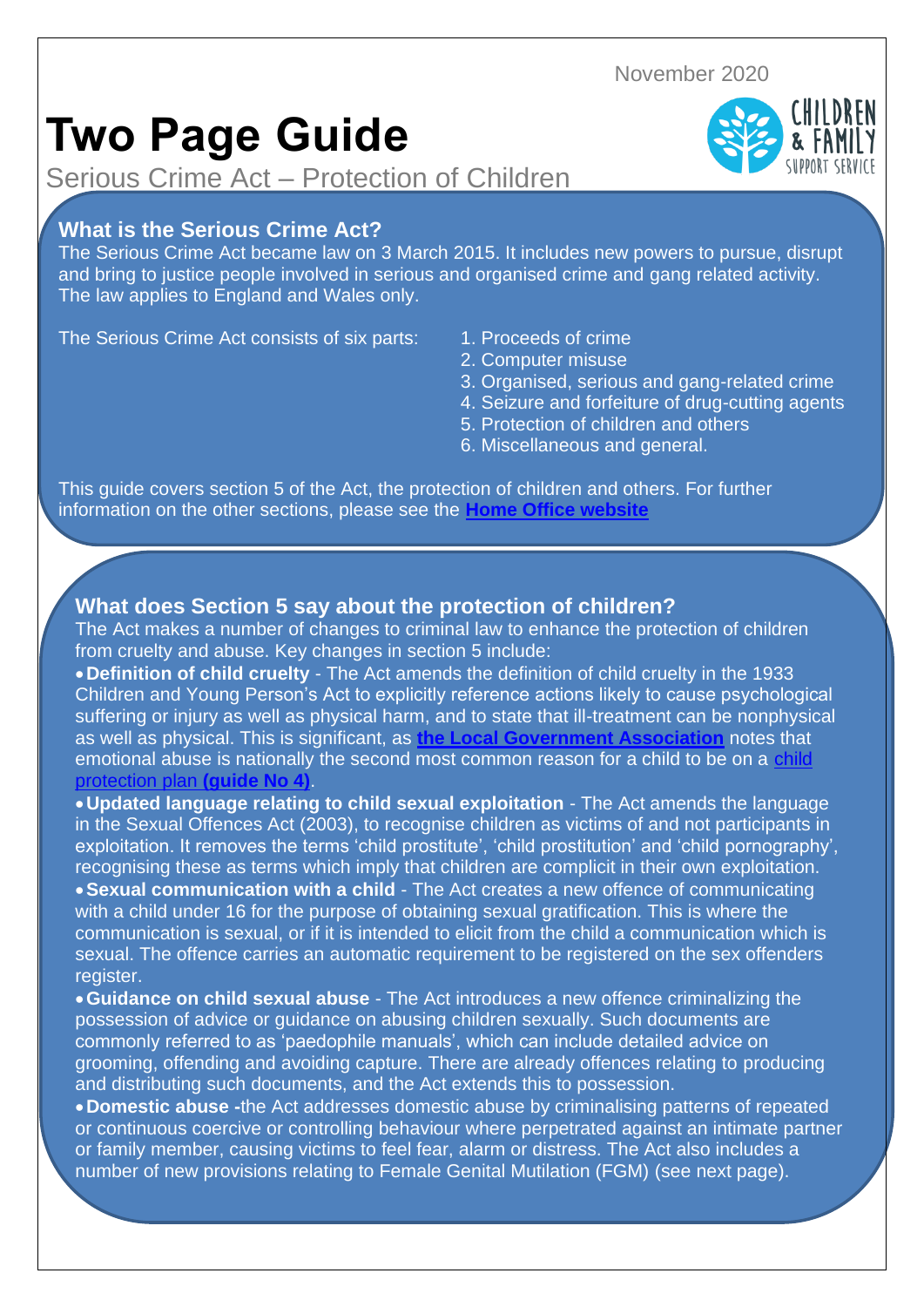November 2020

# Two Page Guide

Serious Crime Act – Protection of Children

## What is the Serious Crime Act?

The Serious Crime Act became law on 3 March 2015. It includes new powers to pursue, disrupt and bring to justice people involved in serious and organised crime and gang related activity. The law applies to England and Wales only.

The Serious Crime Act consists of six parts:

1. Proceeds of crime
2. Computer misuse
3. Organised, serious and gang-related crime
4. Seizure and forfeiture of drug-cutting agents
5. Protection of children and others
6. Miscellaneous and general.

This guide covers section 5 of the Act, the protection of children and others. For further information on the other sections, please see the **Home Office website**

## What does Section 5 say about the protection of children?

The Act makes a number of changes to criminal law to enhance the protection of children from cruelty and abuse. Key changes in section 5 include:

- **Definition of child cruelty** - The Act amends the definition of child cruelty in the 1933 Children and Young Person's Act to explicitly reference actions likely to cause psychological suffering or injury as well as physical harm, and to state that ill-treatment can be nonphysical as well as physical. This is significant, as **the Local Government Association** notes that emotional abuse is nationally the second most common reason for a child to be on a child protection plan **(guide No 4)**.
- **Updated language relating to child sexual exploitation** - The Act amends the language in the Sexual Offences Act (2003), to recognise children as victims of and not participants in exploitation. It removes the terms 'child prostitute', 'child prostitution' and 'child pornography', recognising these as terms which imply that children are complicit in their own exploitation.
- **Sexual communication with a child** - The Act creates a new offence of communicating with a child under 16 for the purpose of obtaining sexual gratification. This is where the communication is sexual, or if it is intended to elicit from the child a communication which is sexual. The offence carries an automatic requirement to be registered on the sex offenders register.
- **Guidance on child sexual abuse** - The Act introduces a new offence criminalizing the possession of advice or guidance on abusing children sexually. Such documents are commonly referred to as 'paedophile manuals', which can include detailed advice on grooming, offending and avoiding capture. There are already offences relating to producing and distributing such documents, and the Act extends this to possession.
- **Domestic abuse -**the Act addresses domestic abuse by criminalising patterns of repeated or continuous coercive or controlling behaviour where perpetrated against an intimate partner or family member, causing victims to feel fear, alarm or distress. The Act also includes a number of new provisions relating to Female Genital Mutilation (FGM) (see next page).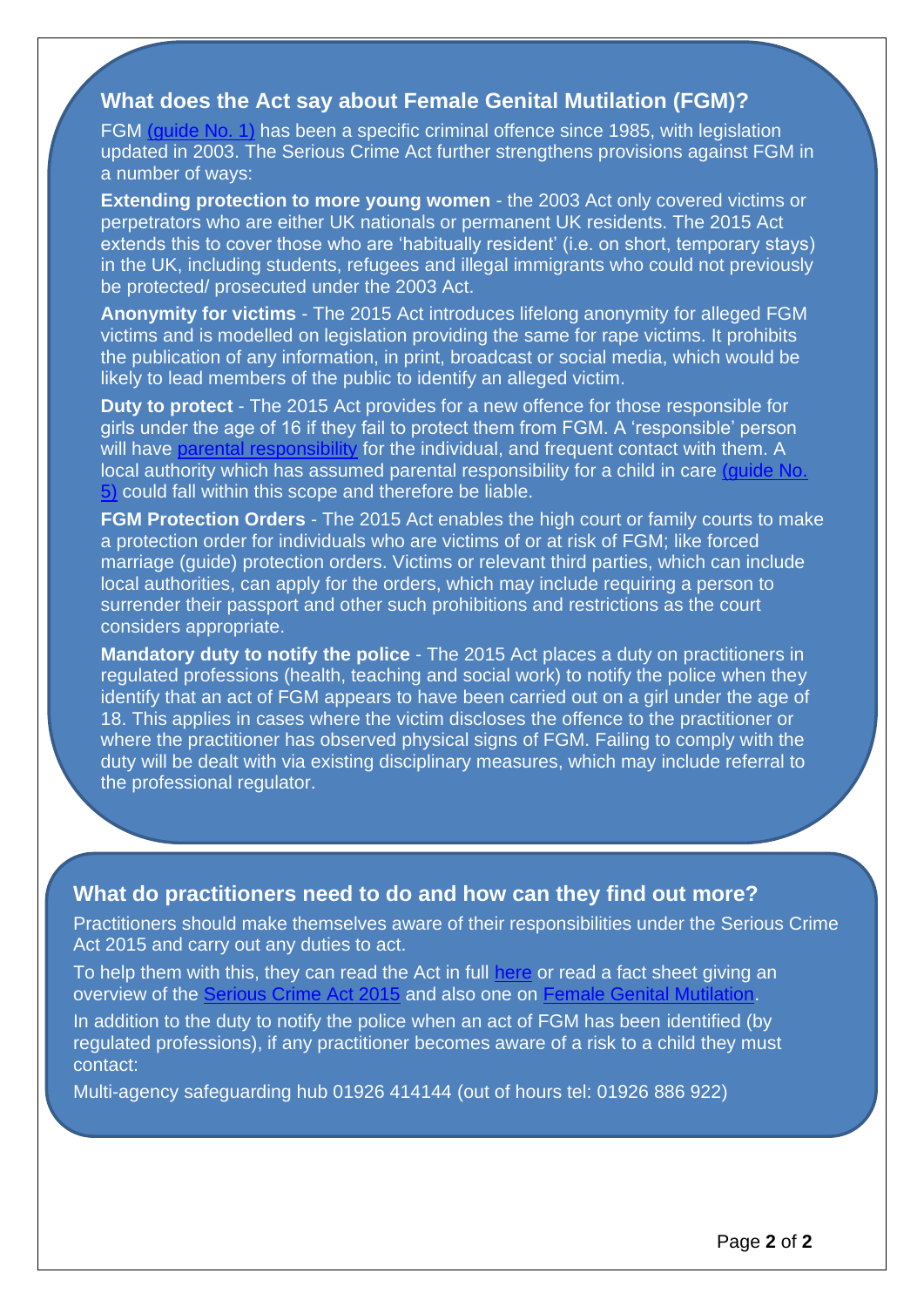## What does the Act say about Female Genital Mutilation (FGM)?

FGM (guide No. 1) has been a specific criminal offence since 1985, with legislation updated in 2003. The Serious Crime Act further strengthens provisions against FGM in a number of ways:

**Extending protection to more young women** - the 2003 Act only covered victims or perpetrators who are either UK nationals or permanent UK residents. The 2015 Act extends this to cover those who are 'habitually resident' (i.e. on short, temporary stays) in the UK, including students, refugees and illegal immigrants who could not previously be protected/ prosecuted under the 2003 Act.

**Anonymity for victims** - The 2015 Act introduces lifelong anonymity for alleged FGM victims and is modelled on legislation providing the same for rape victims. It prohibits the publication of any information, in print, broadcast or social media, which would be likely to lead members of the public to identify an alleged victim.

**Duty to protect** - The 2015 Act provides for a new offence for those responsible for girls under the age of 16 if they fail to protect them from FGM. A 'responsible' person will have parental responsibility for the individual, and frequent contact with them. A local authority which has assumed parental responsibility for a child in care (guide No. 5) could fall within this scope and therefore be liable.

**FGM Protection Orders** - The 2015 Act enables the high court or family courts to make a protection order for individuals who are victims of or at risk of FGM; like forced marriage (guide) protection orders. Victims or relevant third parties, which can include local authorities, can apply for the orders, which may include requiring a person to surrender their passport and other such prohibitions and restrictions as the court considers appropriate.

**Mandatory duty to notify the police** - The 2015 Act places a duty on practitioners in regulated professions (health, teaching and social work) to notify the police when they identify that an act of FGM appears to have been carried out on a girl under the age of 18. This applies in cases where the victim discloses the offence to the practitioner or where the practitioner has observed physical signs of FGM. Failing to comply with the duty will be dealt with via existing disciplinary measures, which may include referral to the professional regulator.

## What do practitioners need to do and how can they find out more?

Practitioners should make themselves aware of their responsibilities under the Serious Crime Act 2015 and carry out any duties to act.

To help them with this, they can read the Act in full here or read a fact sheet giving an overview of the Serious Crime Act 2015 and also one on Female Genital Mutilation.

In addition to the duty to notify the police when an act of FGM has been identified (by regulated professions), if any practitioner becomes aware of a risk to a child they must contact:

Multi-agency safeguarding hub 01926 414144 (out of hours tel: 01926 886 922)